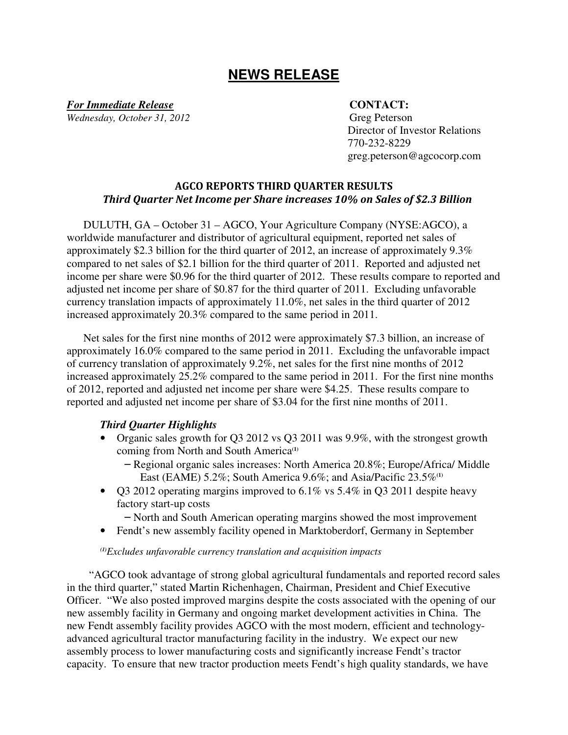# NEWS RELEASE

***For Immediate Release***
*Wednesday, October 31, 2012*

**CONTACT:**
Greg Peterson
Director of Investor Relations
770-232-8229
greg.peterson@agcocorp.com

## AGCO REPORTS THIRD QUARTER RESULTS

### *Third Quarter Net Income per Share increases 10% on Sales of $2.3 Billion*

DULUTH, GA – October 31 – AGCO, Your Agriculture Company (NYSE:AGCO), a worldwide manufacturer and distributor of agricultural equipment, reported net sales of approximately $2.3 billion for the third quarter of 2012, an increase of approximately 9.3% compared to net sales of $2.1 billion for the third quarter of 2011. Reported and adjusted net income per share were $0.96 for the third quarter of 2012. These results compare to reported and adjusted net income per share of $0.87 for the third quarter of 2011. Excluding unfavorable currency translation impacts of approximately 11.0%, net sales in the third quarter of 2012 increased approximately 20.3% compared to the same period in 2011.

Net sales for the first nine months of 2012 were approximately $7.3 billion, an increase of approximately 16.0% compared to the same period in 2011. Excluding the unfavorable impact of currency translation of approximately 9.2%, net sales for the first nine months of 2012 increased approximately 25.2% compared to the same period in 2011. For the first nine months of 2012, reported and adjusted net income per share were $4.25. These results compare to reported and adjusted net income per share of $3.04 for the first nine months of 2011.

#### *Third Quarter Highlights*

- Organic sales growth for Q3 2012 vs Q3 2011 was 9.9%, with the strongest growth coming from North and South America[1]
  - Regional organic sales increases: North America 20.8%; Europe/Africa/ Middle East (EAME) 5.2%; South America 9.6%; and Asia/Pacific 23.5%[1]
- Q3 2012 operating margins improved to 6.1% vs 5.4% in Q3 2011 despite heavy factory start-up costs
  - North and South American operating margins showed the most improvement
- Fendt's new assembly facility opened in Marktoberdorf, Germany in September

*[1]Excludes unfavorable currency translation and acquisition impacts*

"AGCO took advantage of strong global agricultural fundamentals and reported record sales in the third quarter," stated Martin Richenhagen, Chairman, President and Chief Executive Officer. "We also posted improved margins despite the costs associated with the opening of our new assembly facility in Germany and ongoing market development activities in China. The new Fendt assembly facility provides AGCO with the most modern, efficient and technology-advanced agricultural tractor manufacturing facility in the industry. We expect our new assembly process to lower manufacturing costs and significantly increase Fendt's tractor capacity. To ensure that new tractor production meets Fendt's high quality standards, we have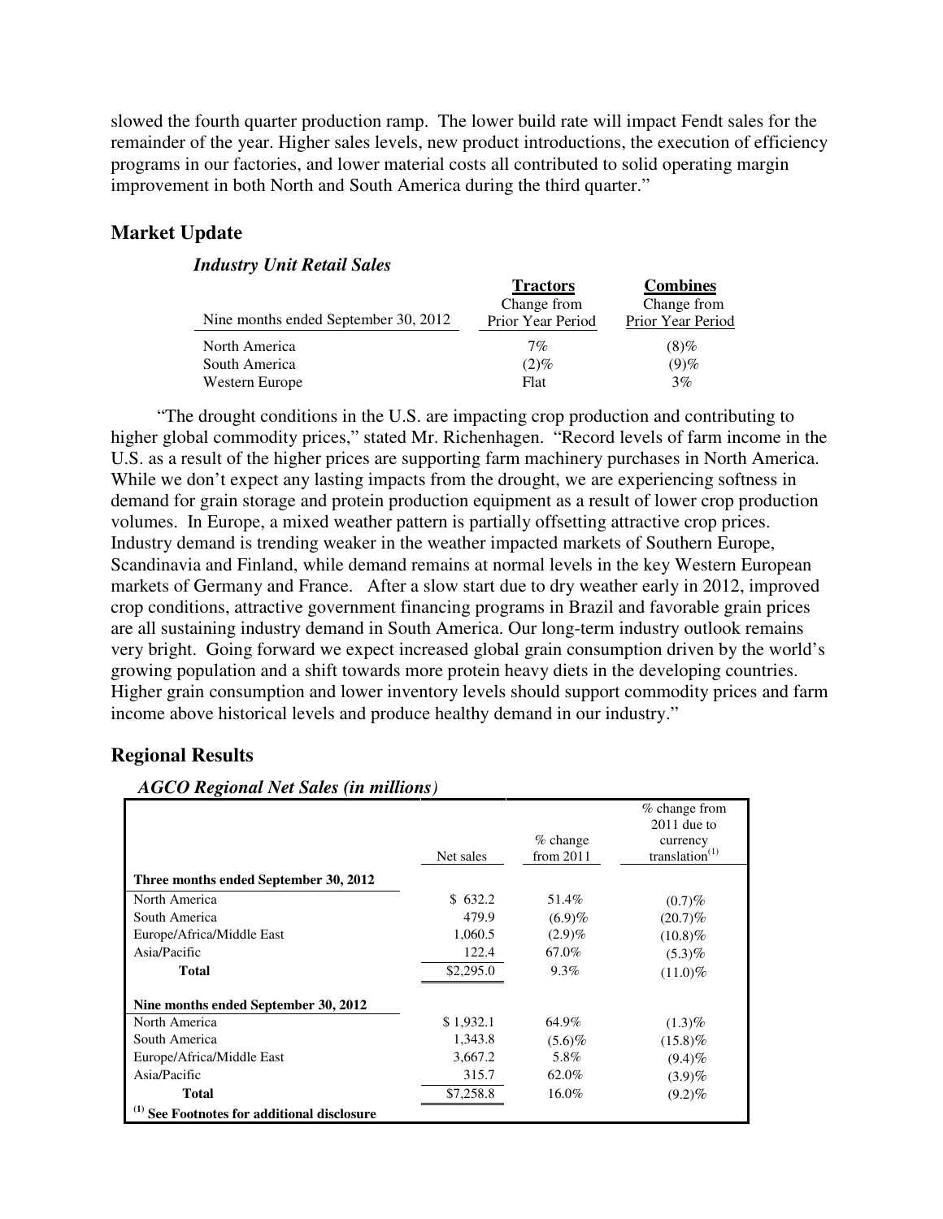slowed the fourth quarter production ramp. The lower build rate will impact Fendt sales for the remainder of the year. Higher sales levels, new product introductions, the execution of efficiency programs in our factories, and lower material costs all contributed to solid operating margin improvement in both North and South America during the third quarter."

## Market Update

### *Industry Unit Retail Sales*

| Nine months ended September 30, 2012 | **Tractors** Change from Prior Year Period | **Combines** Change from Prior Year Period |
|---|---|---|
| North America | 7% | (8)% |
| South America | (2)% | (9)% |
| Western Europe | Flat | 3% |

"The drought conditions in the U.S. are impacting crop production and contributing to higher global commodity prices," stated Mr. Richenhagen. "Record levels of farm income in the U.S. as a result of the higher prices are supporting farm machinery purchases in North America. While we don't expect any lasting impacts from the drought, we are experiencing softness in demand for grain storage and protein production equipment as a result of lower crop production volumes. In Europe, a mixed weather pattern is partially offsetting attractive crop prices. Industry demand is trending weaker in the weather impacted markets of Southern Europe, Scandinavia and Finland, while demand remains at normal levels in the key Western European markets of Germany and France. After a slow start due to dry weather early in 2012, improved crop conditions, attractive government financing programs in Brazil and favorable grain prices are all sustaining industry demand in South America. Our long-term industry outlook remains very bright. Going forward we expect increased global grain consumption driven by the world's growing population and a shift towards more protein heavy diets in the developing countries. Higher grain consumption and lower inventory levels should support commodity prices and farm income above historical levels and produce healthy demand in our industry."

## Regional Results

### *AGCO Regional Net Sales (in millions)*

| | Net sales | % change from 2011 | % change from 2011 due to currency translation[(1)] |
|---|---|---|---|
| **Three months ended September 30, 2012** | | | |
| North America | $ 632.2 | 51.4% | (0.7)% |
| South America | 479.9 | (6.9)% | (20.7)% |
| Europe/Africa/Middle East | 1,060.5 | (2.9)% | (10.8)% |
| Asia/Pacific | 122.4 | 67.0% | (5.3)% |
| **Total** | $2,295.0 | 9.3% | (11.0)% |
| **Nine months ended September 30, 2012** | | | |
| North America | $ 1,932.1 | 64.9% | (1.3)% |
| South America | 1,343.8 | (5.6)% | (15.8)% |
| Europe/Africa/Middle East | 3,667.2 | 5.8% | (9.4)% |
| Asia/Pacific | 315.7 | 62.0% | (3.9)% |
| **Total** | $7,258.8 | 16.0% | (9.2)% |

**[(1)] See Footnotes for additional disclosure**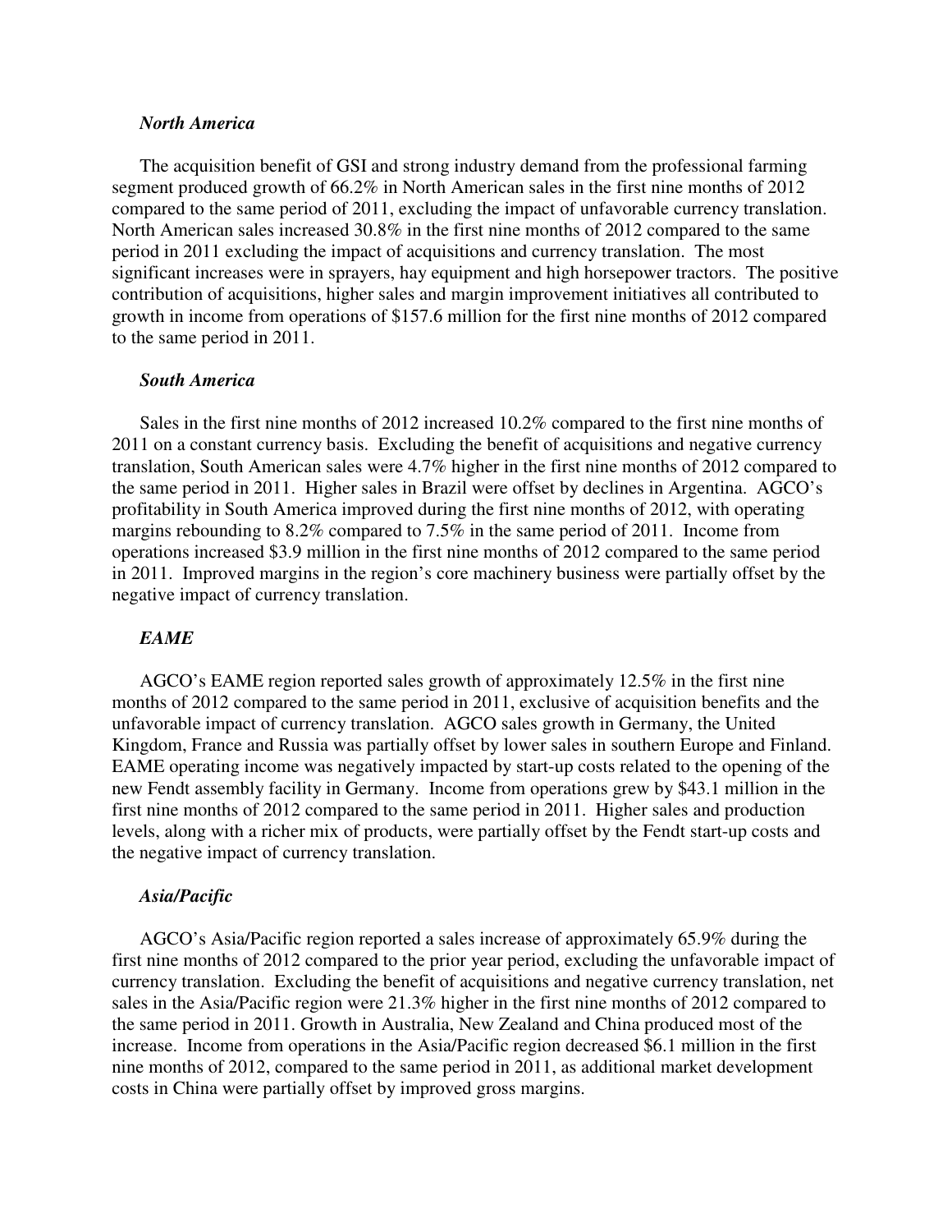### *North America*

The acquisition benefit of GSI and strong industry demand from the professional farming segment produced growth of 66.2% in North American sales in the first nine months of 2012 compared to the same period of 2011, excluding the impact of unfavorable currency translation. North American sales increased 30.8% in the first nine months of 2012 compared to the same period in 2011 excluding the impact of acquisitions and currency translation. The most significant increases were in sprayers, hay equipment and high horsepower tractors. The positive contribution of acquisitions, higher sales and margin improvement initiatives all contributed to growth in income from operations of $157.6 million for the first nine months of 2012 compared to the same period in 2011.

### *South America*

Sales in the first nine months of 2012 increased 10.2% compared to the first nine months of 2011 on a constant currency basis. Excluding the benefit of acquisitions and negative currency translation, South American sales were 4.7% higher in the first nine months of 2012 compared to the same period in 2011. Higher sales in Brazil were offset by declines in Argentina. AGCO's profitability in South America improved during the first nine months of 2012, with operating margins rebounding to 8.2% compared to 7.5% in the same period of 2011. Income from operations increased $3.9 million in the first nine months of 2012 compared to the same period in 2011. Improved margins in the region's core machinery business were partially offset by the negative impact of currency translation.

### *EAME*

AGCO's EAME region reported sales growth of approximately 12.5% in the first nine months of 2012 compared to the same period in 2011, exclusive of acquisition benefits and the unfavorable impact of currency translation. AGCO sales growth in Germany, the United Kingdom, France and Russia was partially offset by lower sales in southern Europe and Finland. EAME operating income was negatively impacted by start-up costs related to the opening of the new Fendt assembly facility in Germany. Income from operations grew by $43.1 million in the first nine months of 2012 compared to the same period in 2011. Higher sales and production levels, along with a richer mix of products, were partially offset by the Fendt start-up costs and the negative impact of currency translation.

### *Asia/Pacific*

AGCO's Asia/Pacific region reported a sales increase of approximately 65.9% during the first nine months of 2012 compared to the prior year period, excluding the unfavorable impact of currency translation. Excluding the benefit of acquisitions and negative currency translation, net sales in the Asia/Pacific region were 21.3% higher in the first nine months of 2012 compared to the same period in 2011. Growth in Australia, New Zealand and China produced most of the increase. Income from operations in the Asia/Pacific region decreased $6.1 million in the first nine months of 2012, compared to the same period in 2011, as additional market development costs in China were partially offset by improved gross margins.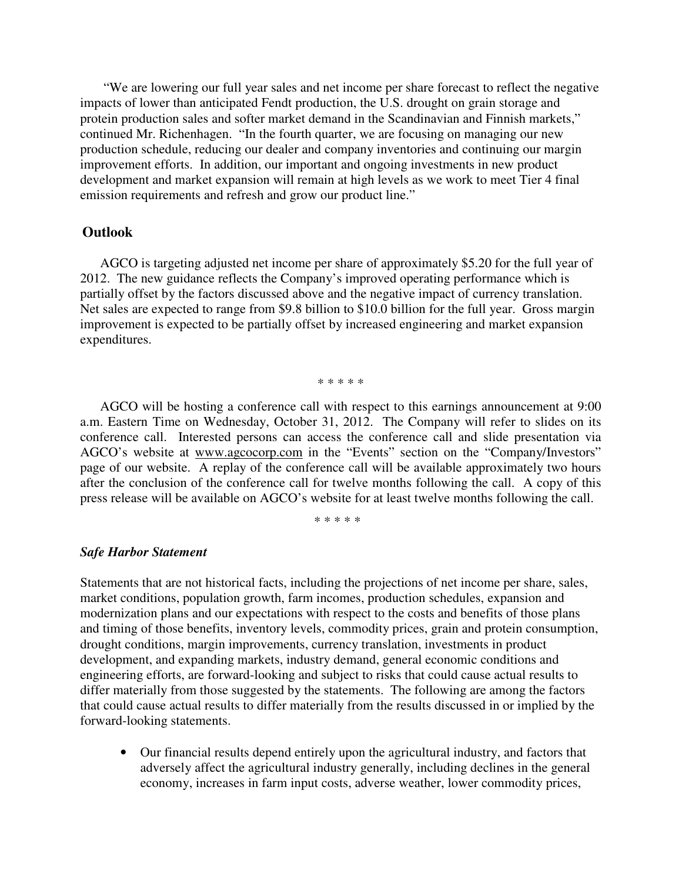"We are lowering our full year sales and net income per share forecast to reflect the negative impacts of lower than anticipated Fendt production, the U.S. drought on grain storage and protein production sales and softer market demand in the Scandinavian and Finnish markets," continued Mr. Richenhagen. "In the fourth quarter, we are focusing on managing our new production schedule, reducing our dealer and company inventories and continuing our margin improvement efforts. In addition, our important and ongoing investments in new product development and market expansion will remain at high levels as we work to meet Tier 4 final emission requirements and refresh and grow our product line."

## Outlook

AGCO is targeting adjusted net income per share of approximately $5.20 for the full year of 2012. The new guidance reflects the Company's improved operating performance which is partially offset by the factors discussed above and the negative impact of currency translation. Net sales are expected to range from $9.8 billion to $10.0 billion for the full year. Gross margin improvement is expected to be partially offset by increased engineering and market expansion expenditures.

\* \* \* \* \*

AGCO will be hosting a conference call with respect to this earnings announcement at 9:00 a.m. Eastern Time on Wednesday, October 31, 2012. The Company will refer to slides on its conference call. Interested persons can access the conference call and slide presentation via AGCO's website at www.agcocorp.com in the "Events" section on the "Company/Investors" page of our website. A replay of the conference call will be available approximately two hours after the conclusion of the conference call for twelve months following the call. A copy of this press release will be available on AGCO's website for at least twelve months following the call.

\* \* \* \* \*

***Safe Harbor Statement***

Statements that are not historical facts, including the projections of net income per share, sales, market conditions, population growth, farm incomes, production schedules, expansion and modernization plans and our expectations with respect to the costs and benefits of those plans and timing of those benefits, inventory levels, commodity prices, grain and protein consumption, drought conditions, margin improvements, currency translation, investments in product development, and expanding markets, industry demand, general economic conditions and engineering efforts, are forward-looking and subject to risks that could cause actual results to differ materially from those suggested by the statements. The following are among the factors that could cause actual results to differ materially from the results discussed in or implied by the forward-looking statements.

- Our financial results depend entirely upon the agricultural industry, and factors that adversely affect the agricultural industry generally, including declines in the general economy, increases in farm input costs, adverse weather, lower commodity prices,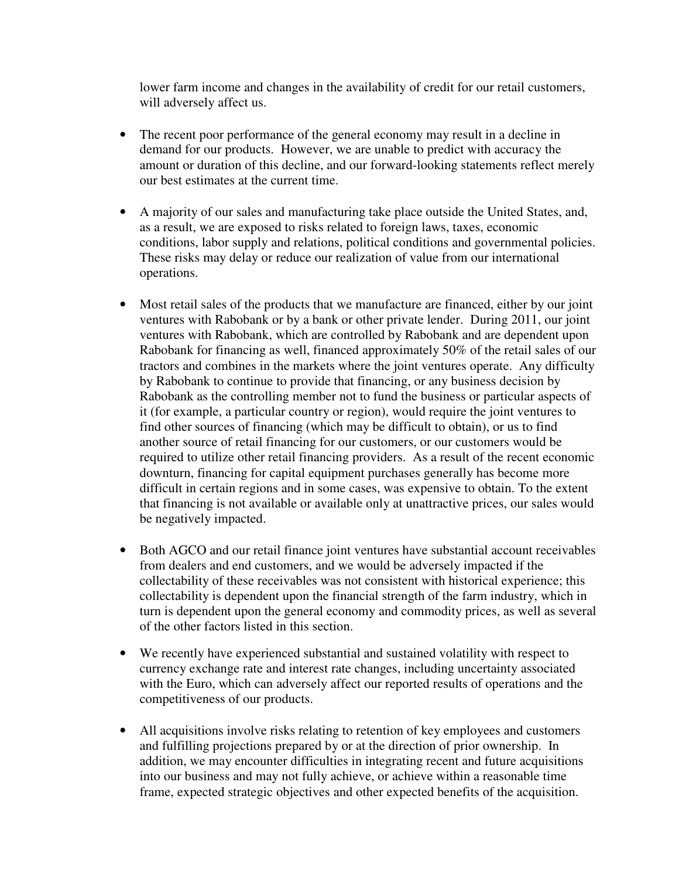lower farm income and changes in the availability of credit for our retail customers, will adversely affect us.

- The recent poor performance of the general economy may result in a decline in demand for our products. However, we are unable to predict with accuracy the amount or duration of this decline, and our forward-looking statements reflect merely our best estimates at the current time.

- A majority of our sales and manufacturing take place outside the United States, and, as a result, we are exposed to risks related to foreign laws, taxes, economic conditions, labor supply and relations, political conditions and governmental policies. These risks may delay or reduce our realization of value from our international operations.

- Most retail sales of the products that we manufacture are financed, either by our joint ventures with Rabobank or by a bank or other private lender. During 2011, our joint ventures with Rabobank, which are controlled by Rabobank and are dependent upon Rabobank for financing as well, financed approximately 50% of the retail sales of our tractors and combines in the markets where the joint ventures operate. Any difficulty by Rabobank to continue to provide that financing, or any business decision by Rabobank as the controlling member not to fund the business or particular aspects of it (for example, a particular country or region), would require the joint ventures to find other sources of financing (which may be difficult to obtain), or us to find another source of retail financing for our customers, or our customers would be required to utilize other retail financing providers. As a result of the recent economic downturn, financing for capital equipment purchases generally has become more difficult in certain regions and in some cases, was expensive to obtain. To the extent that financing is not available or available only at unattractive prices, our sales would be negatively impacted.

- Both AGCO and our retail finance joint ventures have substantial account receivables from dealers and end customers, and we would be adversely impacted if the collectability of these receivables was not consistent with historical experience; this collectability is dependent upon the financial strength of the farm industry, which in turn is dependent upon the general economy and commodity prices, as well as several of the other factors listed in this section.

- We recently have experienced substantial and sustained volatility with respect to currency exchange rate and interest rate changes, including uncertainty associated with the Euro, which can adversely affect our reported results of operations and the competitiveness of our products.

- All acquisitions involve risks relating to retention of key employees and customers and fulfilling projections prepared by or at the direction of prior ownership. In addition, we may encounter difficulties in integrating recent and future acquisitions into our business and may not fully achieve, or achieve within a reasonable time frame, expected strategic objectives and other expected benefits of the acquisition.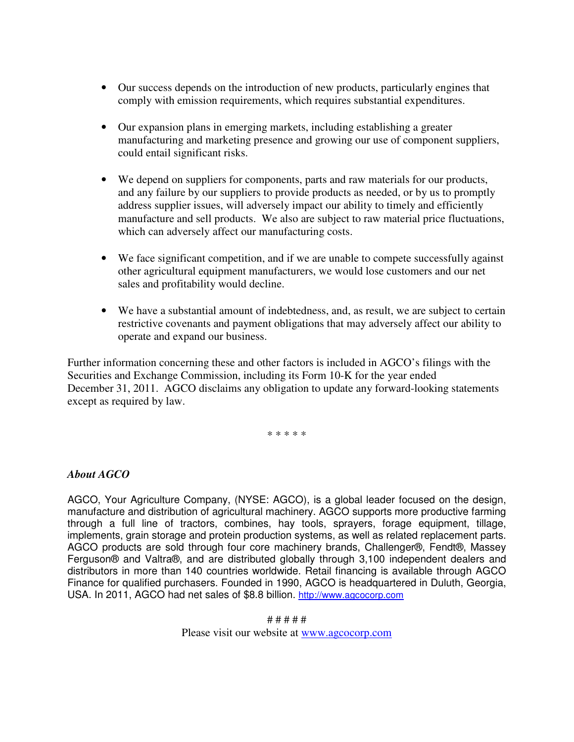- Our success depends on the introduction of new products, particularly engines that comply with emission requirements, which requires substantial expenditures.

- Our expansion plans in emerging markets, including establishing a greater manufacturing and marketing presence and growing our use of component suppliers, could entail significant risks.

- We depend on suppliers for components, parts and raw materials for our products, and any failure by our suppliers to provide products as needed, or by us to promptly address supplier issues, will adversely impact our ability to timely and efficiently manufacture and sell products. We also are subject to raw material price fluctuations, which can adversely affect our manufacturing costs.

- We face significant competition, and if we are unable to compete successfully against other agricultural equipment manufacturers, we would lose customers and our net sales and profitability would decline.

- We have a substantial amount of indebtedness, and, as result, we are subject to certain restrictive covenants and payment obligations that may adversely affect our ability to operate and expand our business.

Further information concerning these and other factors is included in AGCO's filings with the Securities and Exchange Commission, including its Form 10-K for the year ended December 31, 2011. AGCO disclaims any obligation to update any forward-looking statements except as required by law.

\* \* \* \* \*

***About AGCO***

AGCO, Your Agriculture Company, (NYSE: AGCO), is a global leader focused on the design, manufacture and distribution of agricultural machinery. AGCO supports more productive farming through a full line of tractors, combines, hay tools, sprayers, forage equipment, tillage, implements, grain storage and protein production systems, as well as related replacement parts. AGCO products are sold through four core machinery brands, Challenger®, Fendt®, Massey Ferguson® and Valtra®, and are distributed globally through 3,100 independent dealers and distributors in more than 140 countries worldwide. Retail financing is available through AGCO Finance for qualified purchasers. Founded in 1990, AGCO is headquartered in Duluth, Georgia, USA. In 2011, AGCO had net sales of $8.8 billion. http://www.agcocorp.com

# # # # #

Please visit our website at www.agcocorp.com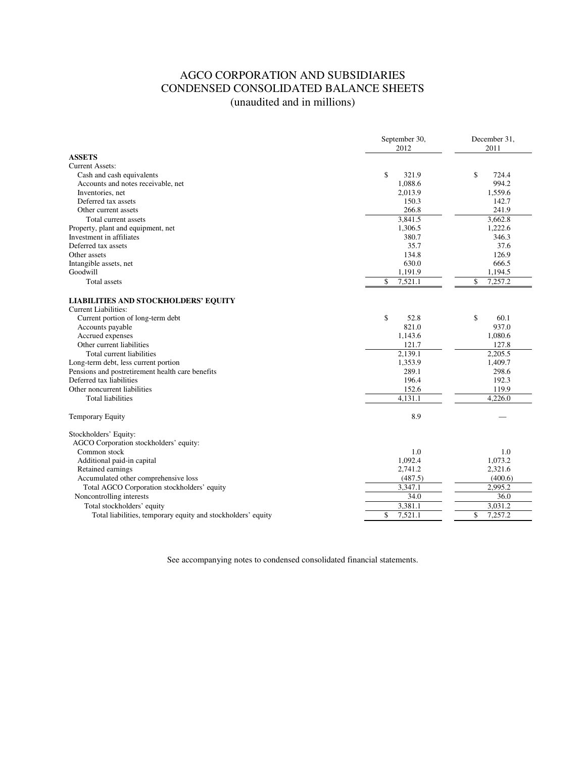# AGCO CORPORATION AND SUBSIDIARIES
## CONDENSED CONSOLIDATED BALANCE SHEETS
### (unaudited and in millions)

| | September 30, 2012 | December 31, 2011 |
|---|---|---|
| **ASSETS** | | |
| Current Assets: | | |
| Cash and cash equivalents | $ 321.9 | $ 724.4 |
| Accounts and notes receivable, net | 1,088.6 | 994.2 |
| Inventories, net | 2,013.9 | 1,559.6 |
| Deferred tax assets | 150.3 | 142.7 |
| Other current assets | 266.8 | 241.9 |
| Total current assets | 3,841.5 | 3,662.8 |
| Property, plant and equipment, net | 1,306.5 | 1,222.6 |
| Investment in affiliates | 380.7 | 346.3 |
| Deferred tax assets | 35.7 | 37.6 |
| Other assets | 134.8 | 126.9 |
| Intangible assets, net | 630.0 | 666.5 |
| Goodwill | 1,191.9 | 1,194.5 |
| Total assets | $ 7,521.1 | $ 7,257.2 |
| **LIABILITIES AND STOCKHOLDERS' EQUITY** | | |
| Current Liabilities: | | |
| Current portion of long-term debt | $ 52.8 | $ 60.1 |
| Accounts payable | 821.0 | 937.0 |
| Accrued expenses | 1,143.6 | 1,080.6 |
| Other current liabilities | 121.7 | 127.8 |
| Total current liabilities | 2,139.1 | 2,205.5 |
| Long-term debt, less current portion | 1,353.9 | 1,409.7 |
| Pensions and postretirement health care benefits | 289.1 | 298.6 |
| Deferred tax liabilities | 196.4 | 192.3 |
| Other noncurrent liabilities | 152.6 | 119.9 |
| Total liabilities | 4,131.1 | 4,226.0 |
| Temporary Equity | 8.9 | — |
| Stockholders' Equity: | | |
| AGCO Corporation stockholders' equity: | | |
| Common stock | 1.0 | 1.0 |
| Additional paid-in capital | 1,092.4 | 1,073.2 |
| Retained earnings | 2,741.2 | 2,321.6 |
| Accumulated other comprehensive loss | (487.5) | (400.6) |
| Total AGCO Corporation stockholders' equity | 3,347.1 | 2,995.2 |
| Noncontrolling interests | 34.0 | 36.0 |
| Total stockholders' equity | 3,381.1 | 3,031.2 |
| Total liabilities, temporary equity and stockholders' equity | $ 7,521.1 | $ 7,257.2 |

See accompanying notes to condensed consolidated financial statements.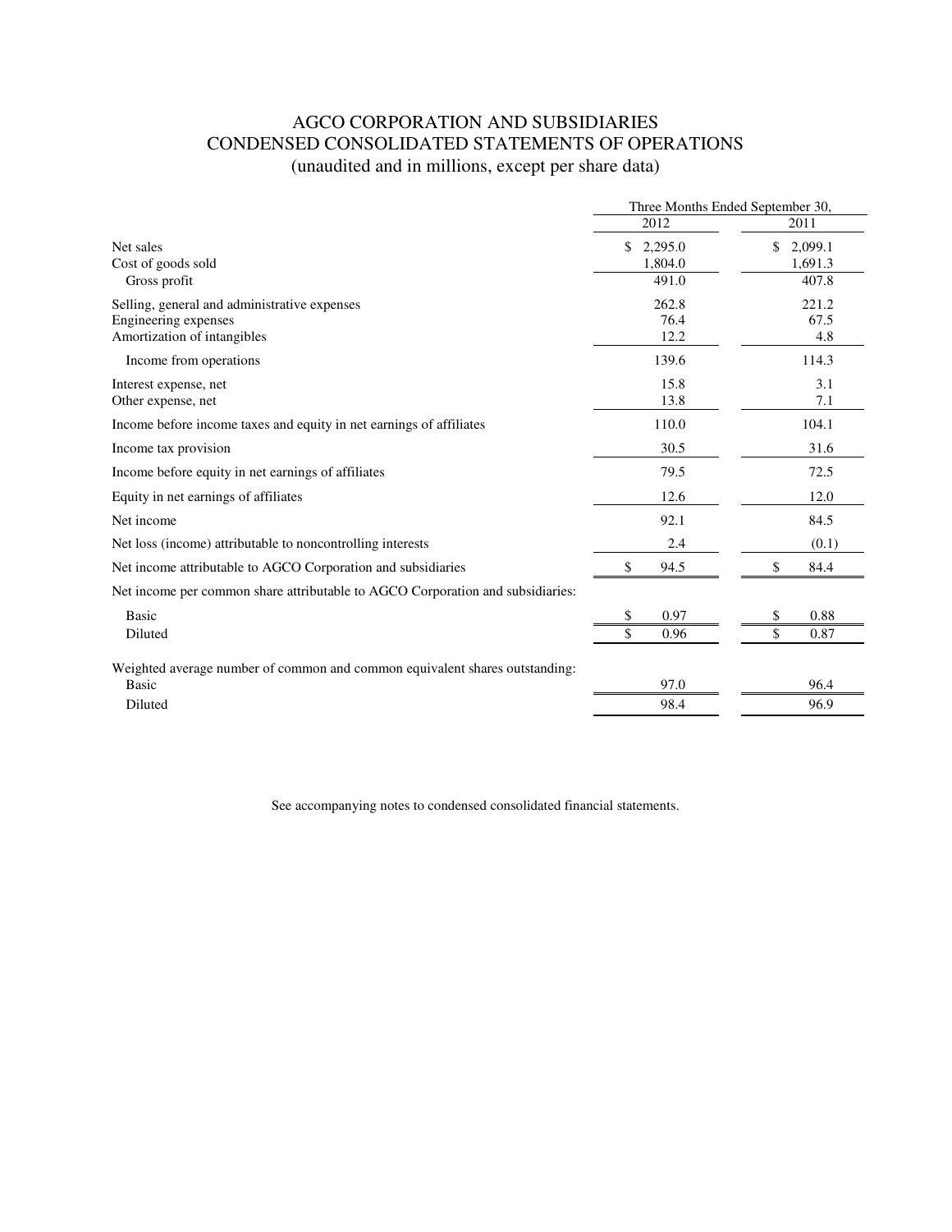# AGCO CORPORATION AND SUBSIDIARIES
## CONDENSED CONSOLIDATED STATEMENTS OF OPERATIONS
(unaudited and in millions, except per share data)

| | Three Months Ended September 30, | |
|---|---|---|
| | 2012 | 2011 |
| Net sales | $ 2,295.0 | $ 2,099.1 |
| Cost of goods sold | 1,804.0 | 1,691.3 |
| Gross profit | 491.0 | 407.8 |
| Selling, general and administrative expenses | 262.8 | 221.2 |
| Engineering expenses | 76.4 | 67.5 |
| Amortization of intangibles | 12.2 | 4.8 |
| Income from operations | 139.6 | 114.3 |
| Interest expense, net | 15.8 | 3.1 |
| Other expense, net | 13.8 | 7.1 |
| Income before income taxes and equity in net earnings of affiliates | 110.0 | 104.1 |
| Income tax provision | 30.5 | 31.6 |
| Income before equity in net earnings of affiliates | 79.5 | 72.5 |
| Equity in net earnings of affiliates | 12.6 | 12.0 |
| Net income | 92.1 | 84.5 |
| Net loss (income) attributable to noncontrolling interests | 2.4 | (0.1) |
| Net income attributable to AGCO Corporation and subsidiaries | $ 94.5 | $ 84.4 |
| Net income per common share attributable to AGCO Corporation and subsidiaries: | | |
| Basic | $ 0.97 | $ 0.88 |
| Diluted | $ 0.96 | $ 0.87 |
| Weighted average number of common and common equivalent shares outstanding: | | |
| Basic | 97.0 | 96.4 |
| Diluted | 98.4 | 96.9 |

See accompanying notes to condensed consolidated financial statements.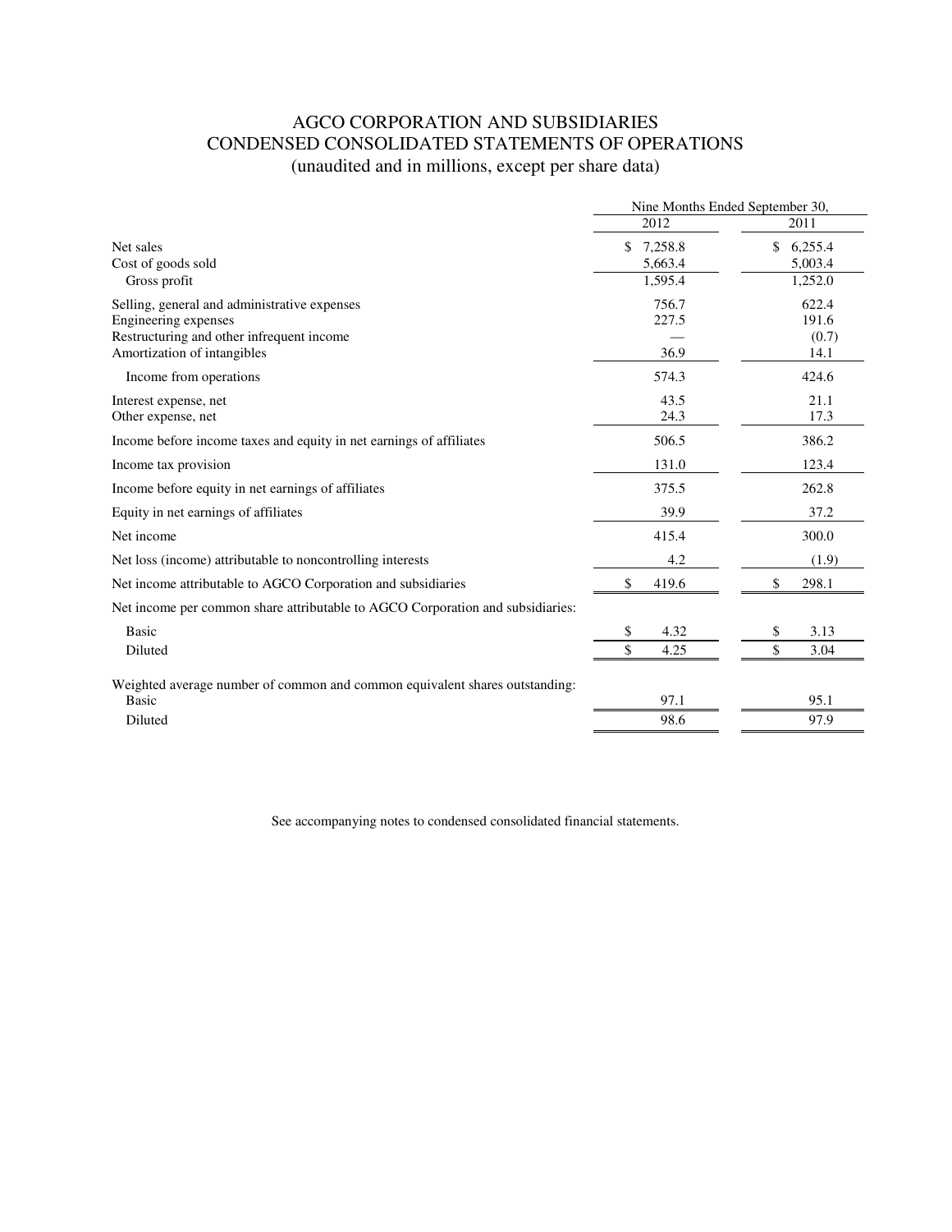# AGCO CORPORATION AND SUBSIDIARIES
## CONDENSED CONSOLIDATED STATEMENTS OF OPERATIONS
(unaudited and in millions, except per share data)

| | Nine Months Ended September 30, | |
|---|---|---|
| | 2012 | 2011 |
| Net sales | $ 7,258.8 | $ 6,255.4 |
| Cost of goods sold | 5,663.4 | 5,003.4 |
| Gross profit | 1,595.4 | 1,252.0 |
| Selling, general and administrative expenses | 756.7 | 622.4 |
| Engineering expenses | 227.5 | 191.6 |
| Restructuring and other infrequent income | — | (0.7) |
| Amortization of intangibles | 36.9 | 14.1 |
| Income from operations | 574.3 | 424.6 |
| Interest expense, net | 43.5 | 21.1 |
| Other expense, net | 24.3 | 17.3 |
| Income before income taxes and equity in net earnings of affiliates | 506.5 | 386.2 |
| Income tax provision | 131.0 | 123.4 |
| Income before equity in net earnings of affiliates | 375.5 | 262.8 |
| Equity in net earnings of affiliates | 39.9 | 37.2 |
| Net income | 415.4 | 300.0 |
| Net loss (income) attributable to noncontrolling interests | 4.2 | (1.9) |
| Net income attributable to AGCO Corporation and subsidiaries | $ 419.6 | $ 298.1 |
| Net income per common share attributable to AGCO Corporation and subsidiaries: | | |
| Basic | $ 4.32 | $ 3.13 |
| Diluted | $ 4.25 | $ 3.04 |
| Weighted average number of common and common equivalent shares outstanding: | | |
| Basic | 97.1 | 95.1 |
| Diluted | 98.6 | 97.9 |

See accompanying notes to condensed consolidated financial statements.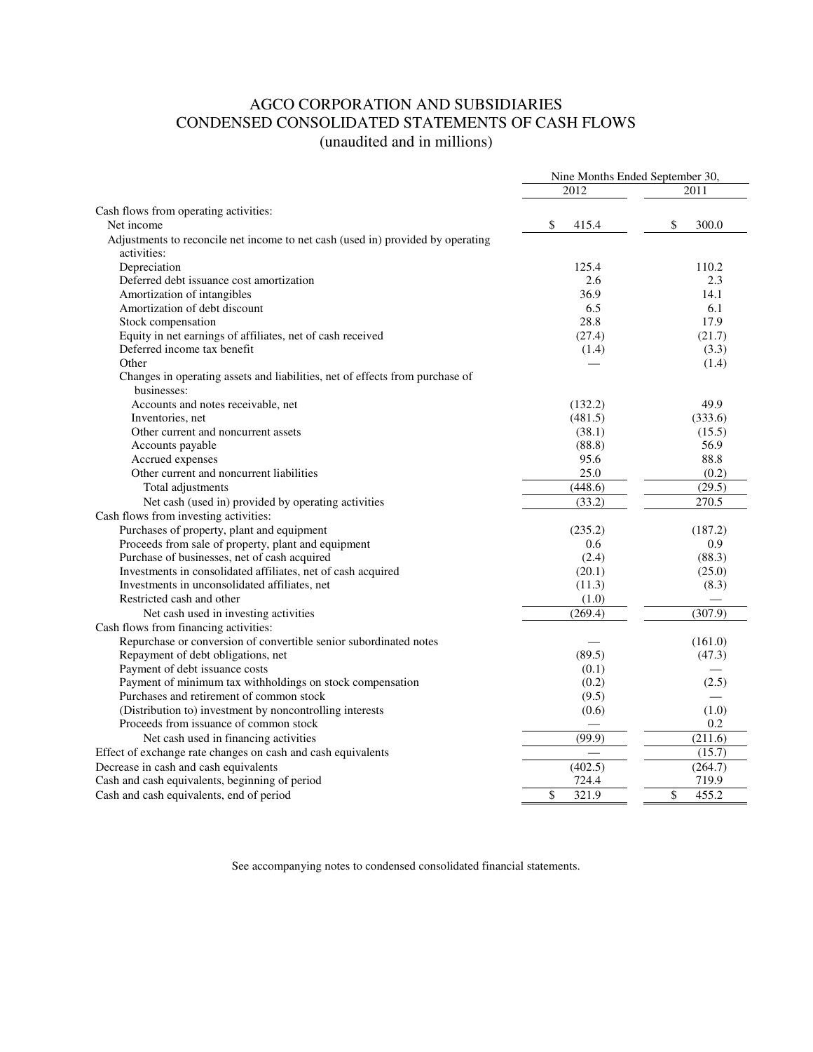# AGCO CORPORATION AND SUBSIDIARIES
## CONDENSED CONSOLIDATED STATEMENTS OF CASH FLOWS
(unaudited and in millions)

| | Nine Months Ended September 30, | |
|---|---|---|
| | 2012 | 2011 |
| Cash flows from operating activities: | | |
| Net income | $ 415.4 | $ 300.0 |
| Adjustments to reconcile net income to net cash (used in) provided by operating activities: | | |
| Depreciation | 125.4 | 110.2 |
| Deferred debt issuance cost amortization | 2.6 | 2.3 |
| Amortization of intangibles | 36.9 | 14.1 |
| Amortization of debt discount | 6.5 | 6.1 |
| Stock compensation | 28.8 | 17.9 |
| Equity in net earnings of affiliates, net of cash received | (27.4) | (21.7) |
| Deferred income tax benefit | (1.4) | (3.3) |
| Other | — | (1.4) |
| Changes in operating assets and liabilities, net of effects from purchase of businesses: | | |
| Accounts and notes receivable, net | (132.2) | 49.9 |
| Inventories, net | (481.5) | (333.6) |
| Other current and noncurrent assets | (38.1) | (15.5) |
| Accounts payable | (88.8) | 56.9 |
| Accrued expenses | 95.6 | 88.8 |
| Other current and noncurrent liabilities | 25.0 | (0.2) |
| Total adjustments | (448.6) | (29.5) |
| Net cash (used in) provided by operating activities | (33.2) | 270.5 |
| Cash flows from investing activities: | | |
| Purchases of property, plant and equipment | (235.2) | (187.2) |
| Proceeds from sale of property, plant and equipment | 0.6 | 0.9 |
| Purchase of businesses, net of cash acquired | (2.4) | (88.3) |
| Investments in consolidated affiliates, net of cash acquired | (20.1) | (25.0) |
| Investments in unconsolidated affiliates, net | (11.3) | (8.3) |
| Restricted cash and other | (1.0) | — |
| Net cash used in investing activities | (269.4) | (307.9) |
| Cash flows from financing activities: | | |
| Repurchase or conversion of convertible senior subordinated notes | — | (161.0) |
| Repayment of debt obligations, net | (89.5) | (47.3) |
| Payment of debt issuance costs | (0.1) | — |
| Payment of minimum tax withholdings on stock compensation | (0.2) | (2.5) |
| Purchases and retirement of common stock | (9.5) | — |
| (Distribution to) investment by noncontrolling interests | (0.6) | (1.0) |
| Proceeds from issuance of common stock | — | 0.2 |
| Net cash used in financing activities | (99.9) | (211.6) |
| Effect of exchange rate changes on cash and cash equivalents | — | (15.7) |
| Decrease in cash and cash equivalents | (402.5) | (264.7) |
| Cash and cash equivalents, beginning of period | 724.4 | 719.9 |
| Cash and cash equivalents, end of period | $ 321.9 | $ 455.2 |

See accompanying notes to condensed consolidated financial statements.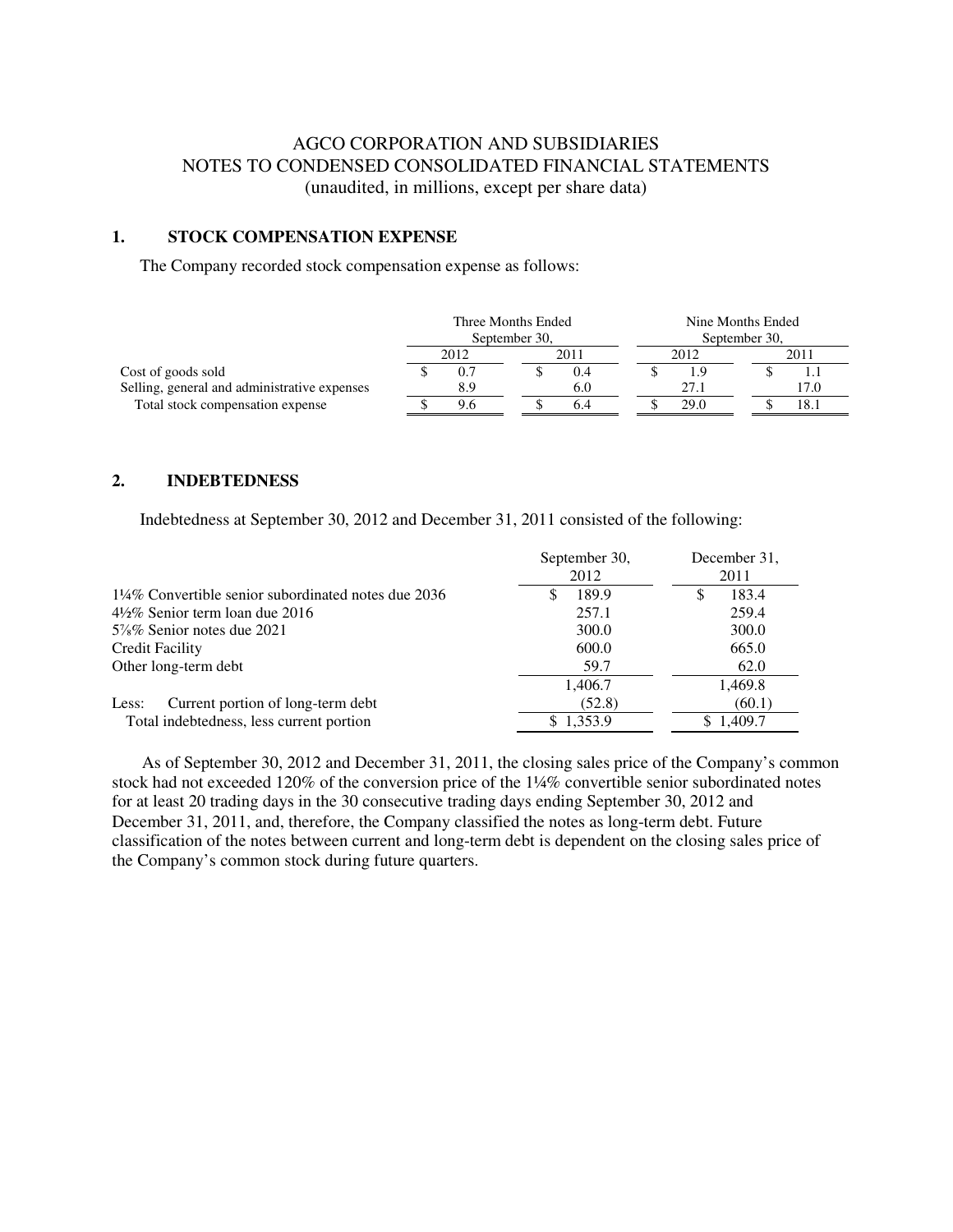# AGCO CORPORATION AND SUBSIDIARIES
## NOTES TO CONDENSED CONSOLIDATED FINANCIAL STATEMENTS
(unaudited, in millions, except per share data)

### 1. STOCK COMPENSATION EXPENSE

The Company recorded stock compensation expense as follows:

| | Three Months Ended September 30, | | Nine Months Ended September 30, | |
|---|---|---|---|---|
| | 2012 | 2011 | 2012 | 2011 |
| Cost of goods sold | $ 0.7 | $ 0.4 | $ 1.9 | $ 1.1 |
| Selling, general and administrative expenses | 8.9 | 6.0 | 27.1 | 17.0 |
| Total stock compensation expense | $ 9.6 | $ 6.4 | $ 29.0 | $ 18.1 |

### 2. INDEBTEDNESS

Indebtedness at September 30, 2012 and December 31, 2011 consisted of the following:

| | September 30, 2012 | December 31, 2011 |
|---|---|---|
| 1¼% Convertible senior subordinated notes due 2036 | $ 189.9 | $ 183.4 |
| 4½% Senior term loan due 2016 | 257.1 | 259.4 |
| 5⅞% Senior notes due 2021 | 300.0 | 300.0 |
| Credit Facility | 600.0 | 665.0 |
| Other long-term debt | 59.7 | 62.0 |
| | 1,406.7 | 1,469.8 |
| Less: Current portion of long-term debt | (52.8) | (60.1) |
| Total indebtedness, less current portion | $ 1,353.9 | $ 1,409.7 |

As of September 30, 2012 and December 31, 2011, the closing sales price of the Company's common stock had not exceeded 120% of the conversion price of the 1¼% convertible senior subordinated notes for at least 20 trading days in the 30 consecutive trading days ending September 30, 2012 and December 31, 2011, and, therefore, the Company classified the notes as long-term debt. Future classification of the notes between current and long-term debt is dependent on the closing sales price of the Company's common stock during future quarters.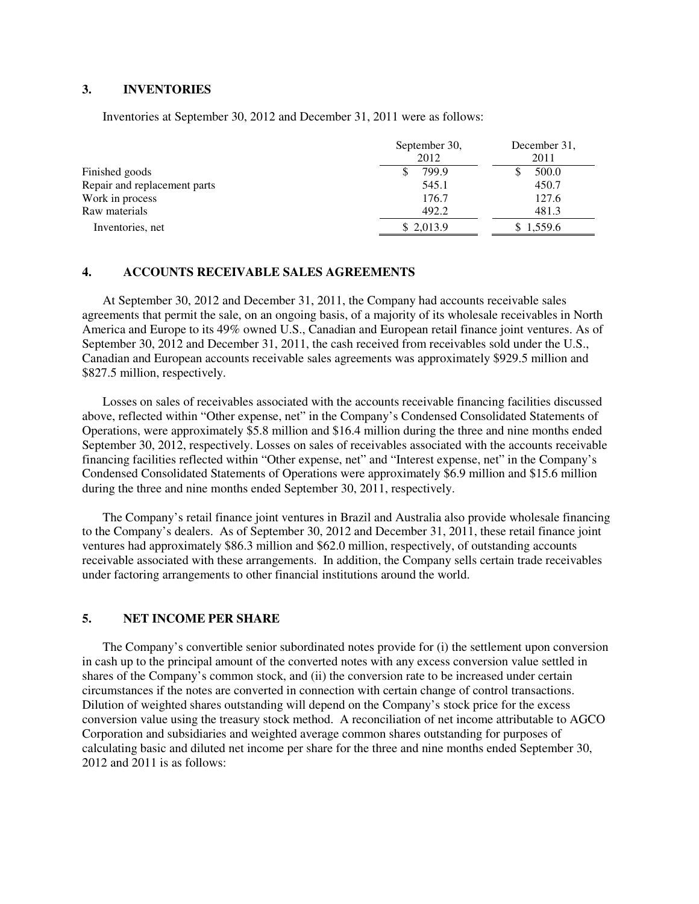## 3. INVENTORIES

Inventories at September 30, 2012 and December 31, 2011 were as follows:

| | September 30, 2012 | December 31, 2011 |
|---|---|---|
| Finished goods | $ 799.9 | $ 500.0 |
| Repair and replacement parts | 545.1 | 450.7 |
| Work in process | 176.7 | 127.6 |
| Raw materials | 492.2 | 481.3 |
| Inventories, net | $ 2,013.9 | $ 1,559.6 |

## 4. ACCOUNTS RECEIVABLE SALES AGREEMENTS

At September 30, 2012 and December 31, 2011, the Company had accounts receivable sales agreements that permit the sale, on an ongoing basis, of a majority of its wholesale receivables in North America and Europe to its 49% owned U.S., Canadian and European retail finance joint ventures. As of September 30, 2012 and December 31, 2011, the cash received from receivables sold under the U.S., Canadian and European accounts receivable sales agreements was approximately $929.5 million and $827.5 million, respectively.

Losses on sales of receivables associated with the accounts receivable financing facilities discussed above, reflected within "Other expense, net" in the Company's Condensed Consolidated Statements of Operations, were approximately $5.8 million and $16.4 million during the three and nine months ended September 30, 2012, respectively. Losses on sales of receivables associated with the accounts receivable financing facilities reflected within "Other expense, net" and "Interest expense, net" in the Company's Condensed Consolidated Statements of Operations were approximately $6.9 million and $15.6 million during the three and nine months ended September 30, 2011, respectively.

The Company's retail finance joint ventures in Brazil and Australia also provide wholesale financing to the Company's dealers. As of September 30, 2012 and December 31, 2011, these retail finance joint ventures had approximately $86.3 million and $62.0 million, respectively, of outstanding accounts receivable associated with these arrangements. In addition, the Company sells certain trade receivables under factoring arrangements to other financial institutions around the world.

## 5. NET INCOME PER SHARE

The Company's convertible senior subordinated notes provide for (i) the settlement upon conversion in cash up to the principal amount of the converted notes with any excess conversion value settled in shares of the Company's common stock, and (ii) the conversion rate to be increased under certain circumstances if the notes are converted in connection with certain change of control transactions. Dilution of weighted shares outstanding will depend on the Company's stock price for the excess conversion value using the treasury stock method. A reconciliation of net income attributable to AGCO Corporation and subsidiaries and weighted average common shares outstanding for purposes of calculating basic and diluted net income per share for the three and nine months ended September 30, 2012 and 2011 is as follows: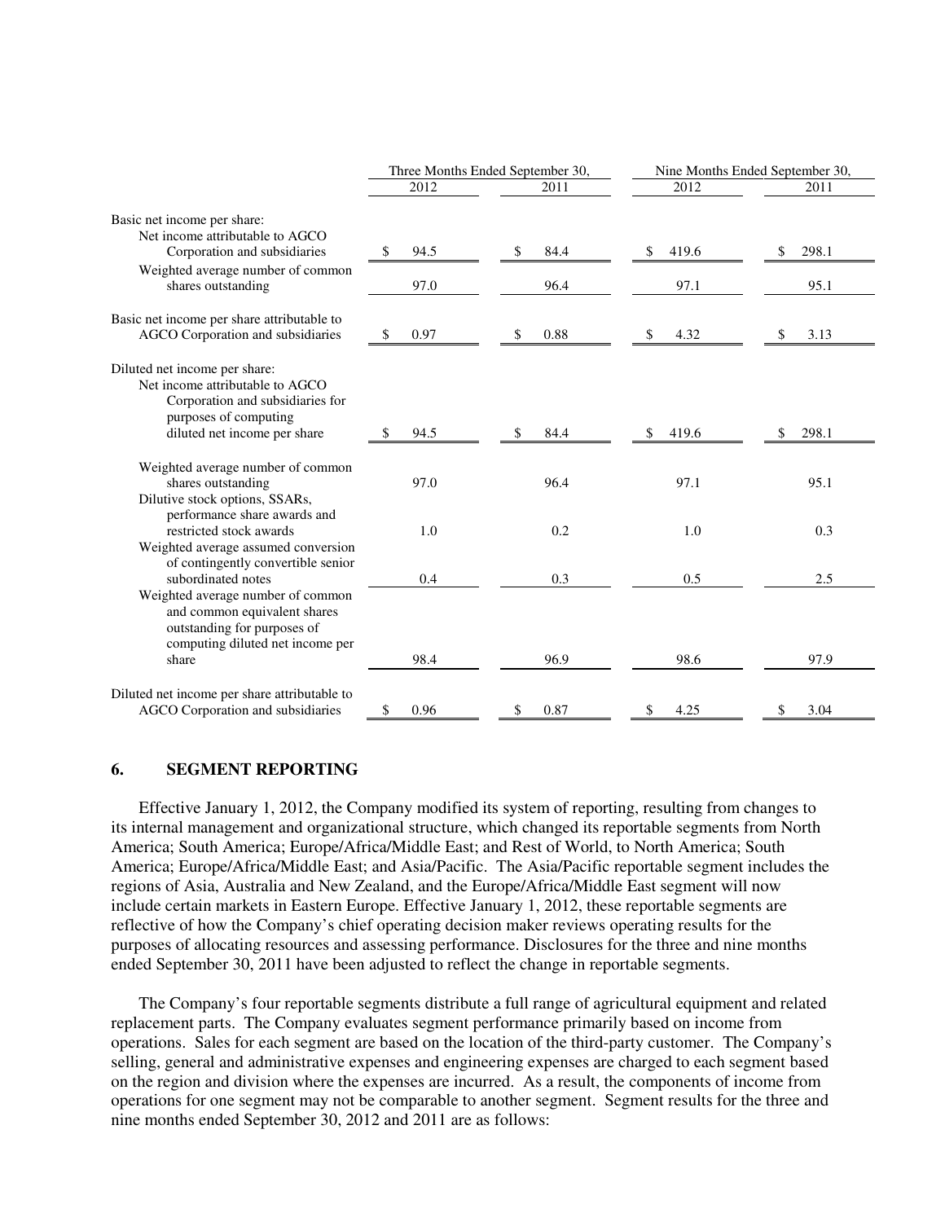| | Three Months Ended September 30, | | Nine Months Ended September 30, | |
|---|---|---|---|---|
| | 2012 | 2011 | 2012 | 2011 |
| Basic net income per share: | | | | |
| Net income attributable to AGCO Corporation and subsidiaries | $ 94.5 | $ 84.4 | $ 419.6 | $ 298.1 |
| Weighted average number of common shares outstanding | 97.0 | 96.4 | 97.1 | 95.1 |
| Basic net income per share attributable to AGCO Corporation and subsidiaries | $ 0.97 | $ 0.88 | $ 4.32 | $ 3.13 |
| Diluted net income per share: | | | | |
| Net income attributable to AGCO Corporation and subsidiaries for purposes of computing diluted net income per share | $ 94.5 | $ 84.4 | $ 419.6 | $ 298.1 |
| Weighted average number of common shares outstanding | 97.0 | 96.4 | 97.1 | 95.1 |
| Dilutive stock options, SSARs, performance share awards and restricted stock awards | 1.0 | 0.2 | 1.0 | 0.3 |
| Weighted average assumed conversion of contingently convertible senior subordinated notes | 0.4 | 0.3 | 0.5 | 2.5 |
| Weighted average number of common and common equivalent shares outstanding for purposes of computing diluted net income per share | 98.4 | 96.9 | 98.6 | 97.9 |
| Diluted net income per share attributable to AGCO Corporation and subsidiaries | $ 0.96 | $ 0.87 | $ 4.25 | $ 3.04 |

## 6. SEGMENT REPORTING

Effective January 1, 2012, the Company modified its system of reporting, resulting from changes to its internal management and organizational structure, which changed its reportable segments from North America; South America; Europe/Africa/Middle East; and Rest of World, to North America; South America; Europe/Africa/Middle East; and Asia/Pacific. The Asia/Pacific reportable segment includes the regions of Asia, Australia and New Zealand, and the Europe/Africa/Middle East segment will now include certain markets in Eastern Europe. Effective January 1, 2012, these reportable segments are reflective of how the Company's chief operating decision maker reviews operating results for the purposes of allocating resources and assessing performance. Disclosures for the three and nine months ended September 30, 2011 have been adjusted to reflect the change in reportable segments.

The Company's four reportable segments distribute a full range of agricultural equipment and related replacement parts. The Company evaluates segment performance primarily based on income from operations. Sales for each segment are based on the location of the third-party customer. The Company's selling, general and administrative expenses and engineering expenses are charged to each segment based on the region and division where the expenses are incurred. As a result, the components of income from operations for one segment may not be comparable to another segment. Segment results for the three and nine months ended September 30, 2012 and 2011 are as follows: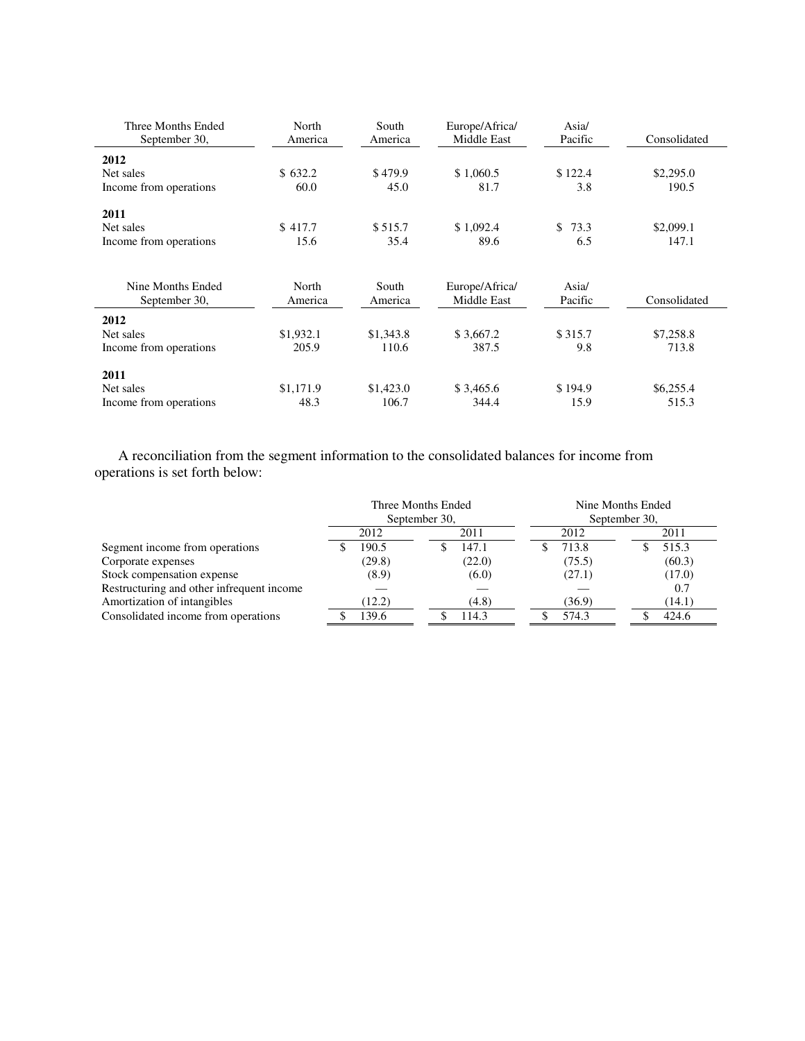| Three Months Ended September 30, | North America | South America | Europe/Africa/ Middle East | Asia/ Pacific | Consolidated |
|---|---|---|---|---|---|
| **2012** | | | | | |
| Net sales | $ 632.2 | $ 479.9 | $ 1,060.5 | $ 122.4 | $2,295.0 |
| Income from operations | 60.0 | 45.0 | 81.7 | 3.8 | 190.5 |
| **2011** | | | | | |
| Net sales | $ 417.7 | $ 515.7 | $ 1,092.4 | $ 73.3 | $2,099.1 |
| Income from operations | 15.6 | 35.4 | 89.6 | 6.5 | 147.1 |

| Nine Months Ended September 30, | North America | South America | Europe/Africa/ Middle East | Asia/ Pacific | Consolidated |
|---|---|---|---|---|---|
| **2012** | | | | | |
| Net sales | $1,932.1 | $1,343.8 | $ 3,667.2 | $ 315.7 | $7,258.8 |
| Income from operations | 205.9 | 110.6 | 387.5 | 9.8 | 713.8 |
| **2011** | | | | | |
| Net sales | $1,171.9 | $1,423.0 | $ 3,465.6 | $ 194.9 | $6,255.4 |
| Income from operations | 48.3 | 106.7 | 344.4 | 15.9 | 515.3 |

A reconciliation from the segment information to the consolidated balances for income from operations is set forth below:

| | Three Months Ended September 30, | | Nine Months Ended September 30, | |
|---|---|---|---|---|
| | 2012 | 2011 | 2012 | 2011 |
| Segment income from operations | $ 190.5 | $ 147.1 | $ 713.8 | $ 515.3 |
| Corporate expenses | (29.8) | (22.0) | (75.5) | (60.3) |
| Stock compensation expense | (8.9) | (6.0) | (27.1) | (17.0) |
| Restructuring and other infrequent income | — | — | — | 0.7 |
| Amortization of intangibles | (12.2) | (4.8) | (36.9) | (14.1) |
| Consolidated income from operations | $ 139.6 | $ 114.3 | $ 574.3 | $ 424.6 |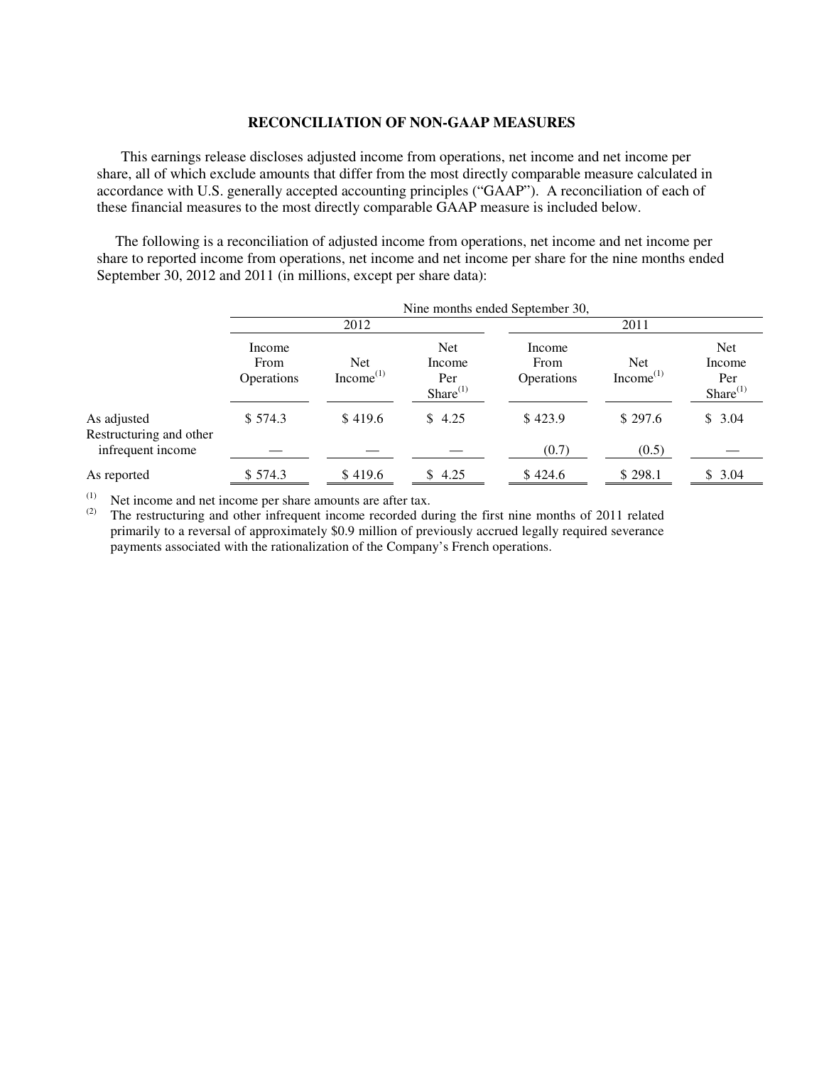## RECONCILIATION OF NON-GAAP MEASURES

This earnings release discloses adjusted income from operations, net income and net income per share, all of which exclude amounts that differ from the most directly comparable measure calculated in accordance with U.S. generally accepted accounting principles ("GAAP"). A reconciliation of each of these financial measures to the most directly comparable GAAP measure is included below.

The following is a reconciliation of adjusted income from operations, net income and net income per share to reported income from operations, net income and net income per share for the nine months ended September 30, 2012 and 2011 (in millions, except per share data):

| | Nine months ended September 30, | | | | | |
|---|---|---|---|---|---|---|
| | 2012 | | | 2011 | | |
| | Income From Operations | Net Income[1] | Net Income Per Share[1] | Income From Operations | Net Income[1] | Net Income Per Share[1] |
| As adjusted | $ 574.3 | $ 419.6 | $ 4.25 | $ 423.9 | $ 297.6 | $ 3.04 |
| Restructuring and other infrequent income | — | — | — | (0.7) | (0.5) | — |
| As reported | $ 574.3 | $ 419.6 | $ 4.25 | $ 424.6 | $ 298.1 | $ 3.04 |

(1) Net income and net income per share amounts are after tax.

(2) The restructuring and other infrequent income recorded during the first nine months of 2011 related primarily to a reversal of approximately $0.9 million of previously accrued legally required severance payments associated with the rationalization of the Company's French operations.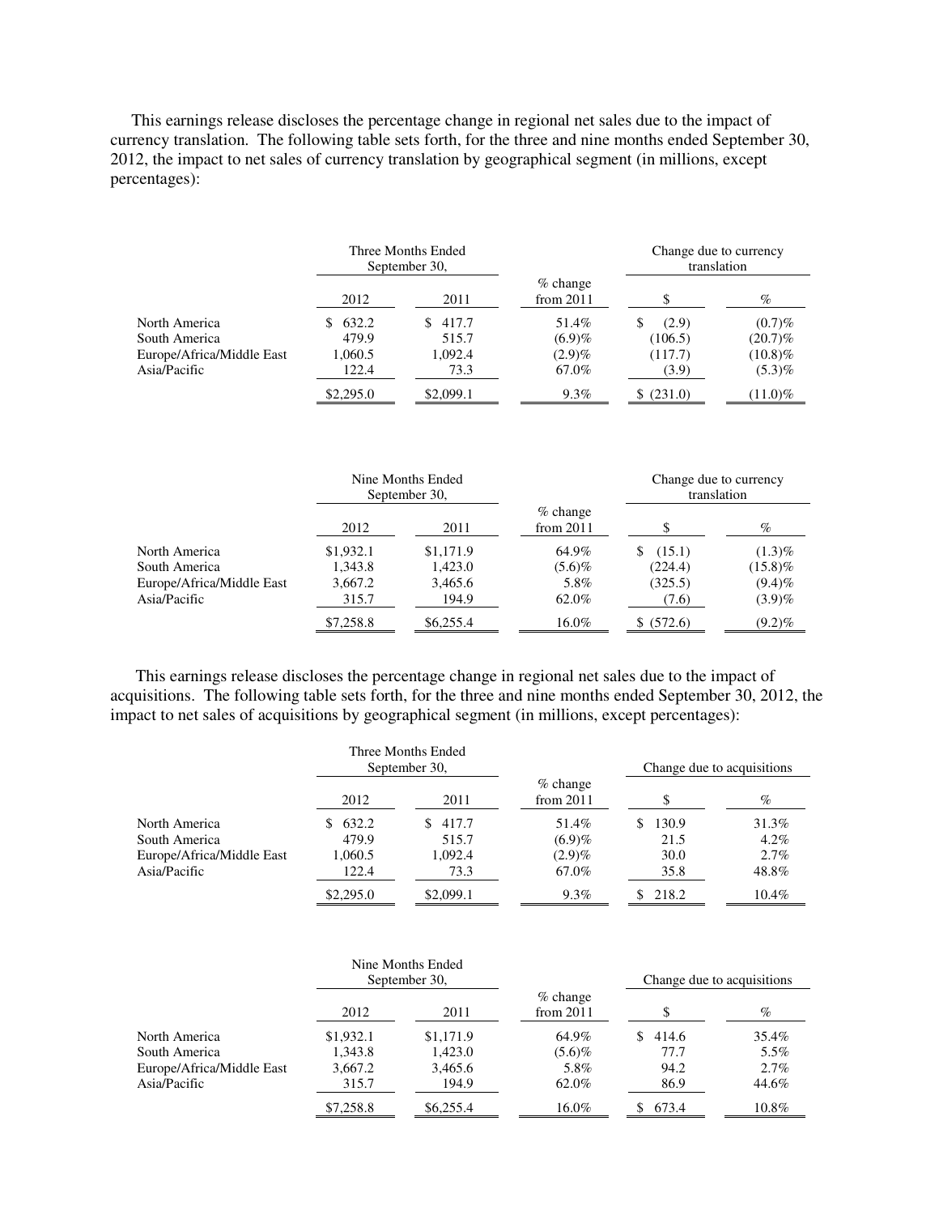This earnings release discloses the percentage change in regional net sales due to the impact of currency translation. The following table sets forth, for the three and nine months ended September 30, 2012, the impact to net sales of currency translation by geographical segment (in millions, except percentages):

| | Three Months Ended September 30, | | | Change due to currency translation | |
|---|---|---|---|---|---|
| | 2012 | 2011 | % change from 2011 | $ | % |
| North America | $ 632.2 | $ 417.7 | 51.4% | $ (2.9) | (0.7)% |
| South America | 479.9 | 515.7 | (6.9)% | (106.5) | (20.7)% |
| Europe/Africa/Middle East | 1,060.5 | 1,092.4 | (2.9)% | (117.7) | (10.8)% |
| Asia/Pacific | 122.4 | 73.3 | 67.0% | (3.9) | (5.3)% |
| | $2,295.0 | $2,099.1 | 9.3% | $ (231.0) | (11.0)% |

| | Nine Months Ended September 30, | | | Change due to currency translation | |
|---|---|---|---|---|---|
| | 2012 | 2011 | % change from 2011 | $ | % |
| North America | $1,932.1 | $1,171.9 | 64.9% | $ (15.1) | (1.3)% |
| South America | 1,343.8 | 1,423.0 | (5.6)% | (224.4) | (15.8)% |
| Europe/Africa/Middle East | 3,667.2 | 3,465.6 | 5.8% | (325.5) | (9.4)% |
| Asia/Pacific | 315.7 | 194.9 | 62.0% | (7.6) | (3.9)% |
| | $7,258.8 | $6,255.4 | 16.0% | $ (572.6) | (9.2)% |

This earnings release discloses the percentage change in regional net sales due to the impact of acquisitions. The following table sets forth, for the three and nine months ended September 30, 2012, the impact to net sales of acquisitions by geographical segment (in millions, except percentages):

| | Three Months Ended September 30, | | | Change due to acquisitions | |
|---|---|---|---|---|---|
| | 2012 | 2011 | % change from 2011 | $ | % |
| North America | $ 632.2 | $ 417.7 | 51.4% | $ 130.9 | 31.3% |
| South America | 479.9 | 515.7 | (6.9)% | 21.5 | 4.2% |
| Europe/Africa/Middle East | 1,060.5 | 1,092.4 | (2.9)% | 30.0 | 2.7% |
| Asia/Pacific | 122.4 | 73.3 | 67.0% | 35.8 | 48.8% |
| | $2,295.0 | $2,099.1 | 9.3% | $ 218.2 | 10.4% |

| | Nine Months Ended September 30, | | | Change due to acquisitions | |
|---|---|---|---|---|---|
| | 2012 | 2011 | % change from 2011 | $ | % |
| North America | $1,932.1 | $1,171.9 | 64.9% | $ 414.6 | 35.4% |
| South America | 1,343.8 | 1,423.0 | (5.6)% | 77.7 | 5.5% |
| Europe/Africa/Middle East | 3,667.2 | 3,465.6 | 5.8% | 94.2 | 2.7% |
| Asia/Pacific | 315.7 | 194.9 | 62.0% | 86.9 | 44.6% |
| | $7,258.8 | $6,255.4 | 16.0% | $ 673.4 | 10.8% |